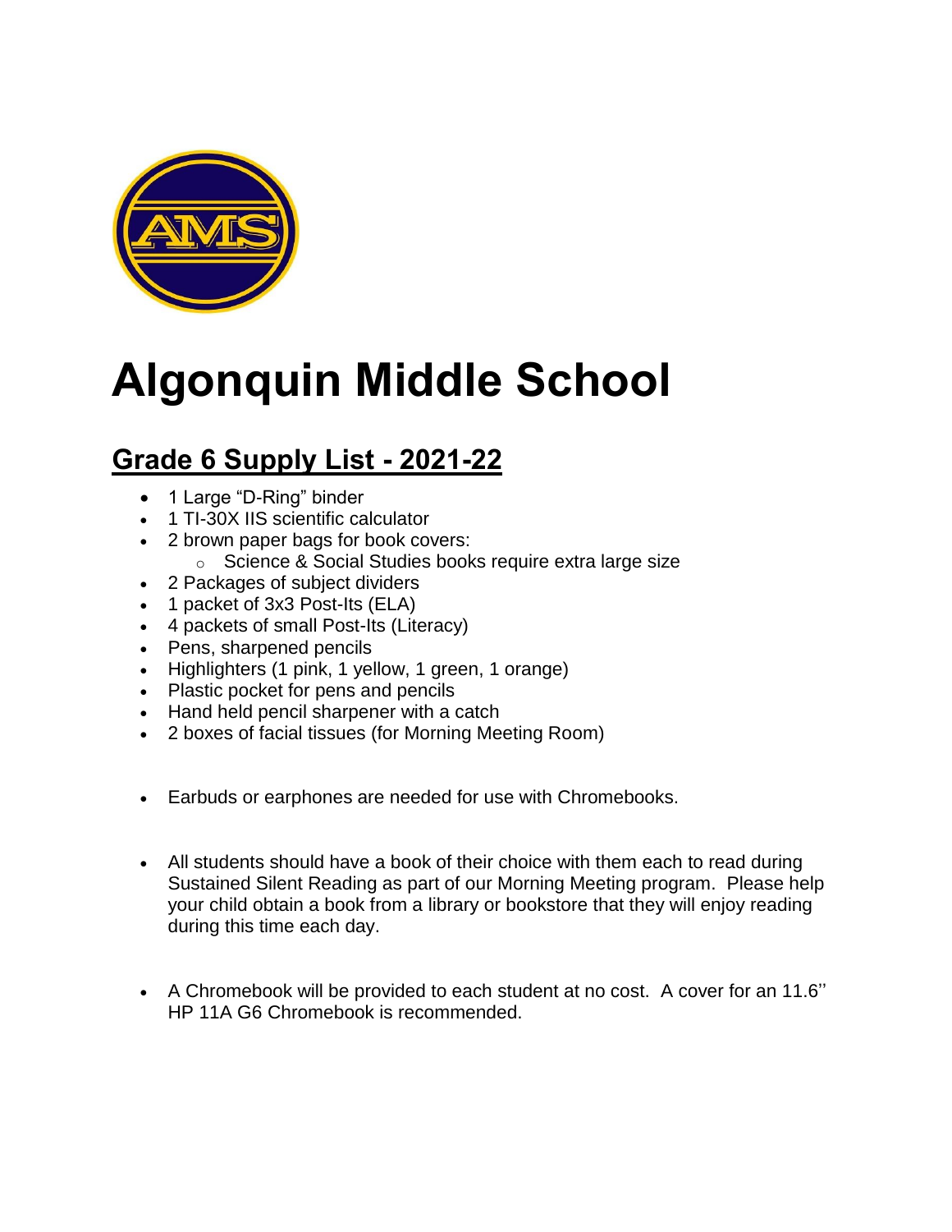# Algonquin Middle School

## Grade 6 Supply List - 2021-22

- 1 Large "D-Ring" binder
- 1 TI-30X IIS scientific calculator
- 2 brown paper bags for book covers:
  - Science & Social Studies books require extra large size
- 2 Packages of subject dividers
- 1 packet of 3x3 Post-Its (ELA)
- 4 packets of small Post-Its (Literacy)
- Pens, sharpened pencils
- Highlighters (1 pink, 1 yellow, 1 green, 1 orange)
- Plastic pocket for pens and pencils
- Hand held pencil sharpener with a catch
- 2 boxes of facial tissues (for Morning Meeting Room)

- Earbuds or earphones are needed for use with Chromebooks.

- All students should have a book of their choice with them each to read during Sustained Silent Reading as part of our Morning Meeting program. Please help your child obtain a book from a library or bookstore that they will enjoy reading during this time each day.

- A Chromebook will be provided to each student at no cost. A cover for an 11.6'' HP 11A G6 Chromebook is recommended.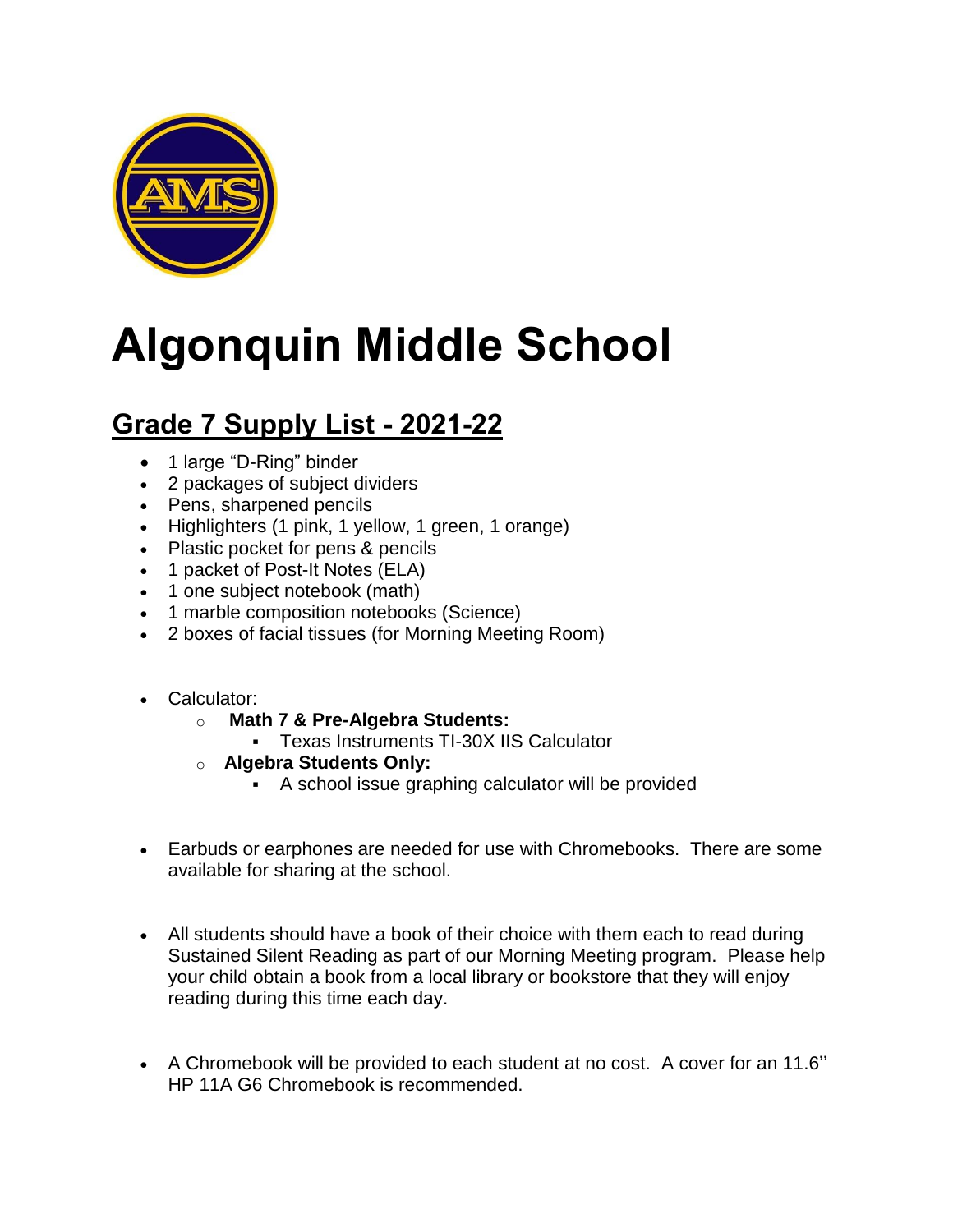# Algonquin Middle School

## Grade 7 Supply List - 2021-22

- 1 large "D-Ring" binder
- 2 packages of subject dividers
- Pens, sharpened pencils
- Highlighters (1 pink, 1 yellow, 1 green, 1 orange)
- Plastic pocket for pens & pencils
- 1 packet of Post-It Notes (ELA)
- 1 one subject notebook (math)
- 1 marble composition notebooks (Science)
- 2 boxes of facial tissues (for Morning Meeting Room)

- Calculator:
  - **Math 7 & Pre-Algebra Students:**
    - Texas Instruments TI-30X IIS Calculator
  - **Algebra Students Only:**
    - A school issue graphing calculator will be provided

- Earbuds or earphones are needed for use with Chromebooks. There are some available for sharing at the school.

- All students should have a book of their choice with them each to read during Sustained Silent Reading as part of our Morning Meeting program. Please help your child obtain a book from a local library or bookstore that they will enjoy reading during this time each day.

- A Chromebook will be provided to each student at no cost. A cover for an 11.6'' HP 11A G6 Chromebook is recommended.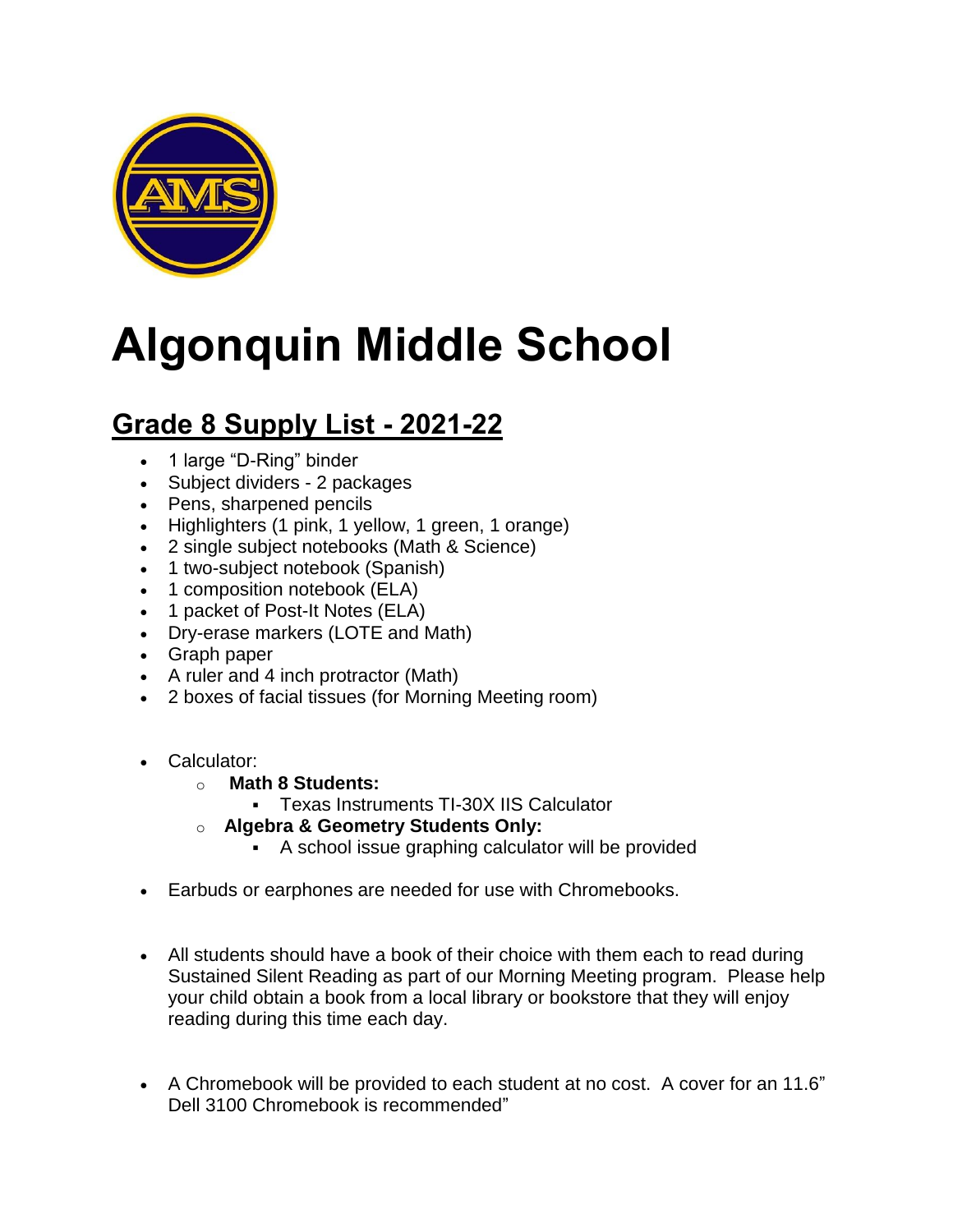# Algonquin Middle School

## Grade 8 Supply List - 2021-22

- 1 large "D-Ring" binder
- Subject dividers - 2 packages
- Pens, sharpened pencils
- Highlighters (1 pink, 1 yellow, 1 green, 1 orange)
- 2 single subject notebooks (Math & Science)
- 1 two-subject notebook (Spanish)
- 1 composition notebook (ELA)
- 1 packet of Post-It Notes (ELA)
- Dry-erase markers (LOTE and Math)
- Graph paper
- A ruler and 4 inch protractor (Math)
- 2 boxes of facial tissues (for Morning Meeting room)

- Calculator:
  - **Math 8 Students:**
    - Texas Instruments TI-30X IIS Calculator
  - **Algebra & Geometry Students Only:**
    - A school issue graphing calculator will be provided

- Earbuds or earphones are needed for use with Chromebooks.

- All students should have a book of their choice with them each to read during Sustained Silent Reading as part of our Morning Meeting program. Please help your child obtain a book from a local library or bookstore that they will enjoy reading during this time each day.

- A Chromebook will be provided to each student at no cost. A cover for an 11.6" Dell 3100 Chromebook is recommended"